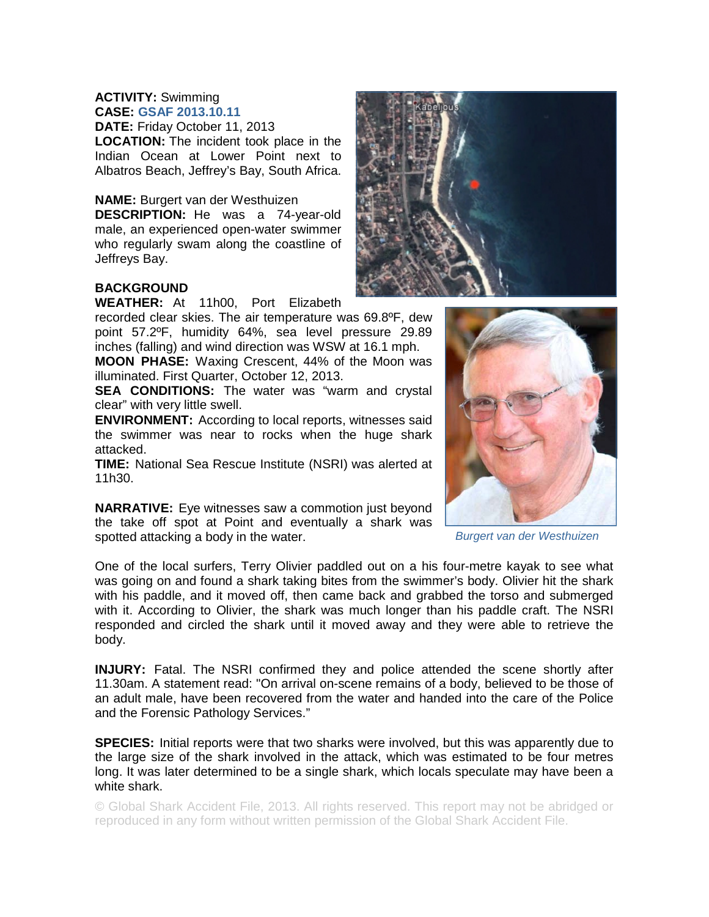**ACTIVITY:** Swimming
**CASE:** GSAF 2013.10.11
**DATE:** Friday October 11, 2013
**LOCATION:** The incident took place in the Indian Ocean at Lower Point next to Albatros Beach, Jeffrey's Bay, South Africa.

**NAME:** Burgert van der Westhuizen
**DESCRIPTION:** He was a 74-year-old male, an experienced open-water swimmer who regularly swam along the coastline of Jeffreys Bay.

**BACKGROUND**

**WEATHER:** At 11h00, Port Elizabeth recorded clear skies. The air temperature was 69.8ºF, dew point 57.2ºF, humidity 64%, sea level pressure 29.89 inches (falling) and wind direction was WSW at 16.1 mph.

**MOON PHASE:** Waxing Crescent, 44% of the Moon was illuminated. First Quarter, October 12, 2013.

**SEA CONDITIONS:** The water was "warm and crystal clear" with very little swell.

**ENVIRONMENT:** According to local reports, witnesses said the swimmer was near to rocks when the huge shark attacked.

**TIME:** National Sea Rescue Institute (NSRI) was alerted at 11h30.

*Burgert van der Westhuizen*

**NARRATIVE:** Eye witnesses saw a commotion just beyond the take off spot at Point and eventually a shark was spotted attacking a body in the water.

One of the local surfers, Terry Olivier paddled out on a his four-metre kayak to see what was going on and found a shark taking bites from the swimmer's body. Olivier hit the shark with his paddle, and it moved off, then came back and grabbed the torso and submerged with it. According to Olivier, the shark was much longer than his paddle craft. The NSRI responded and circled the shark until it moved away and they were able to retrieve the body.

**INJURY:** Fatal. The NSRI confirmed they and police attended the scene shortly after 11.30am. A statement read: "On arrival on-scene remains of a body, believed to be those of an adult male, have been recovered from the water and handed into the care of the Police and the Forensic Pathology Services."

**SPECIES:** Initial reports were that two sharks were involved, but this was apparently due to the large size of the shark involved in the attack, which was estimated to be four metres long. It was later determined to be a single shark, which locals speculate may have been a white shark.

© Global Shark Accident File, 2013. All rights reserved. This report may not be abridged or reproduced in any form without written permission of the Global Shark Accident File.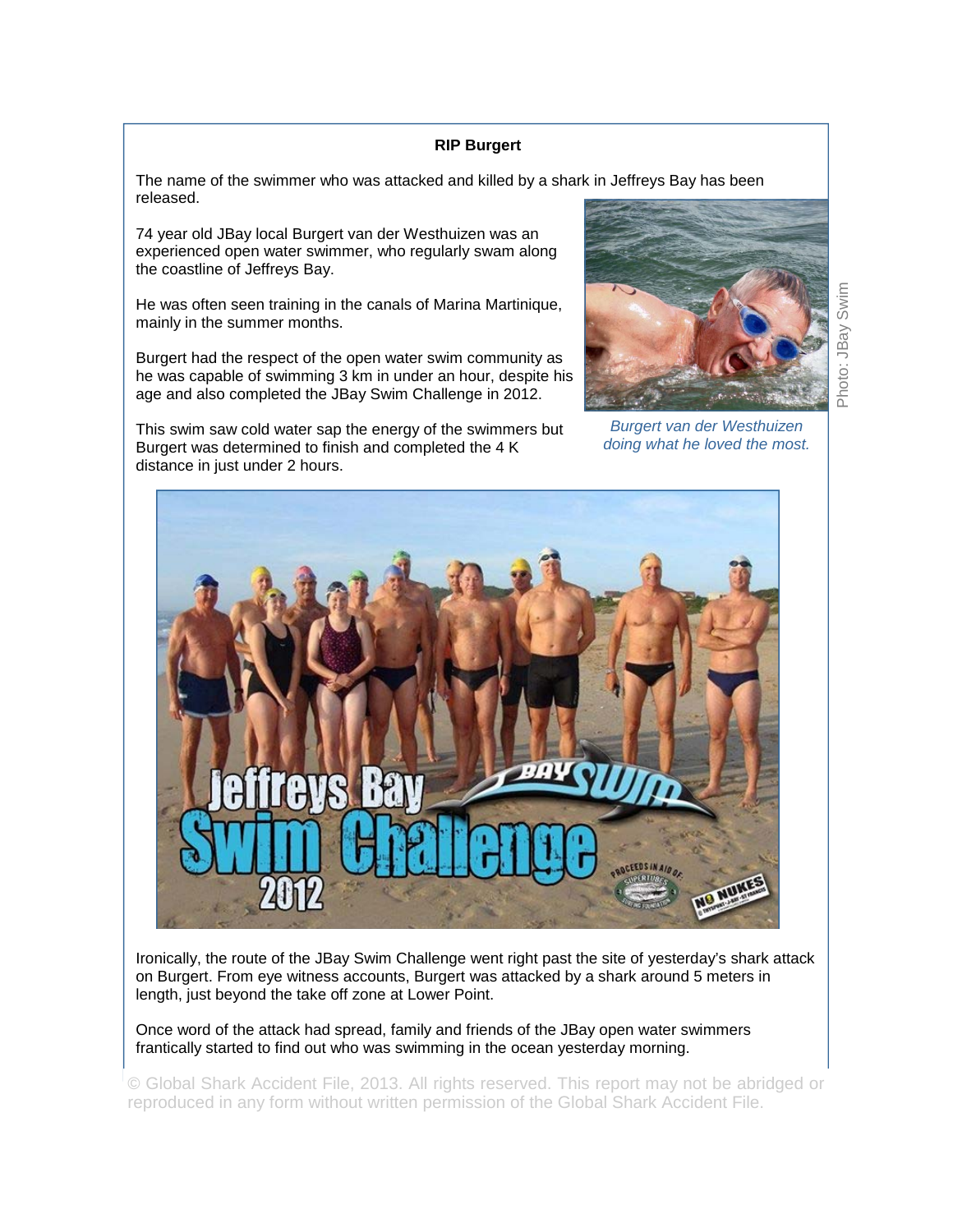**RIP Burgert**

The name of the swimmer who was attacked and killed by a shark in Jeffreys Bay has been released.

74 year old JBay local Burgert van der Westhuizen was an experienced open water swimmer, who regularly swam along the coastline of Jeffreys Bay.

He was often seen training in the canals of Marina Martinique, mainly in the summer months.

Burgert had the respect of the open water swim community as he was capable of swimming 3 km in under an hour, despite his age and also completed the JBay Swim Challenge in 2012.

This swim saw cold water sap the energy of the swimmers but Burgert was determined to finish and completed the 4 K distance in just under 2 hours.

*Burgert van der Westhuizen doing what he loved the most.*

Photo: JBay Swim

Ironically, the route of the JBay Swim Challenge went right past the site of yesterday's shark attack on Burgert. From eye witness accounts, Burgert was attacked by a shark around 5 meters in length, just beyond the take off zone at Lower Point.

Once word of the attack had spread, family and friends of the JBay open water swimmers frantically started to find out who was swimming in the ocean yesterday morning.

© Global Shark Accident File, 2013. All rights reserved. This report may not be abridged or reproduced in any form without written permission of the Global Shark Accident File.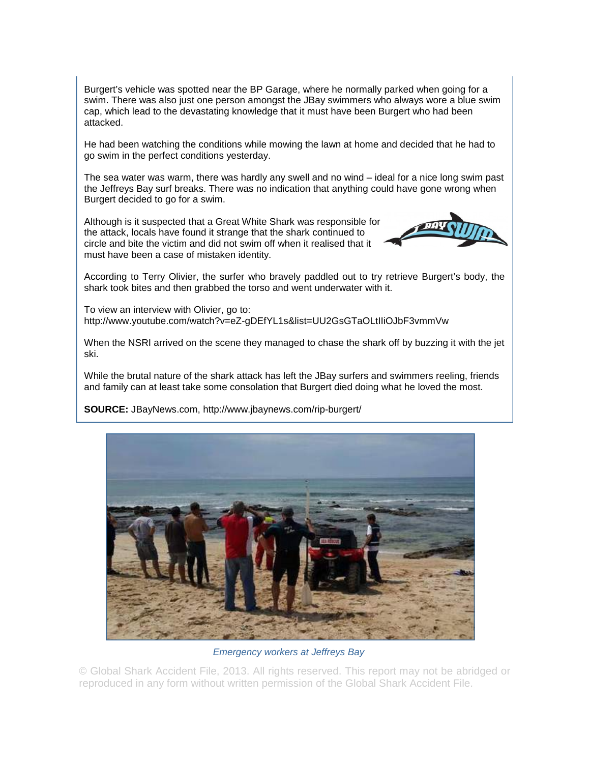Burgert's vehicle was spotted near the BP Garage, where he normally parked when going for a swim. There was also just one person amongst the JBay swimmers who always wore a blue swim cap, which lead to the devastating knowledge that it must have been Burgert who had been attacked.

He had been watching the conditions while mowing the lawn at home and decided that he had to go swim in the perfect conditions yesterday.

The sea water was warm, there was hardly any swell and no wind – ideal for a nice long swim past the Jeffreys Bay surf breaks. There was no indication that anything could have gone wrong when Burgert decided to go for a swim.

Although is it suspected that a Great White Shark was responsible for the attack, locals have found it strange that the shark continued to circle and bite the victim and did not swim off when it realised that it must have been a case of mistaken identity.

According to Terry Olivier, the surfer who bravely paddled out to try retrieve Burgert's body, the shark took bites and then grabbed the torso and went underwater with it.

To view an interview with Olivier, go to:
http://www.youtube.com/watch?v=eZ-gDEfYL1s&list=UU2GsGTaOLtIIiOJbF3vmmVw

When the NSRI arrived on the scene they managed to chase the shark off by buzzing it with the jet ski.

While the brutal nature of the shark attack has left the JBay surfers and swimmers reeling, friends and family can at least take some consolation that Burgert died doing what he loved the most.

**SOURCE:** JBayNews.com, http://www.jbaynews.com/rip-burgert/

*Emergency workers at Jeffreys Bay*

© Global Shark Accident File, 2013. All rights reserved. This report may not be abridged or reproduced in any form without written permission of the Global Shark Accident File.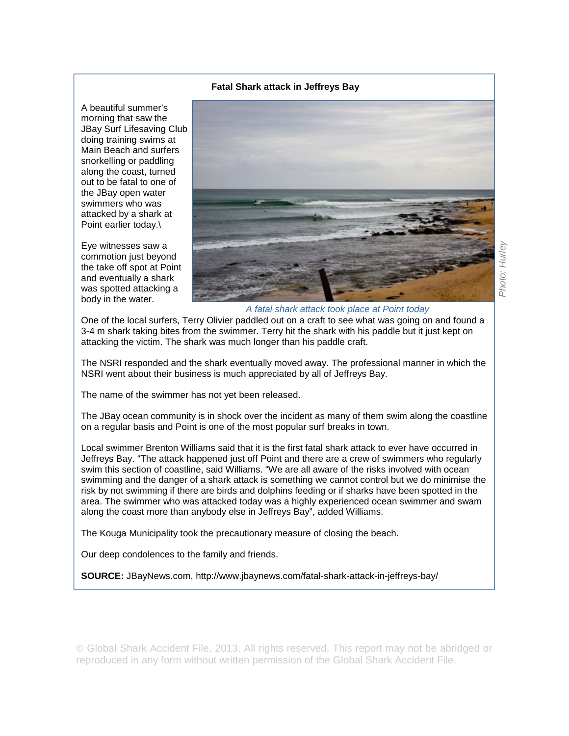**Fatal Shark attack in Jeffreys Bay**

A beautiful summer's morning that saw the JBay Surf Lifesaving Club doing training swims at Main Beach and surfers snorkelling or paddling along the coast, turned out to be fatal to one of the JBay open water swimmers who was attacked by a shark at Point earlier today.\

Eye witnesses saw a commotion just beyond the take off spot at Point and eventually a shark was spotted attacking a body in the water.

*A fatal shark attack took place at Point today*

*Photo: Hurley*

One of the local surfers, Terry Olivier paddled out on a craft to see what was going on and found a 3-4 m shark taking bites from the swimmer. Terry hit the shark with his paddle but it just kept on attacking the victim. The shark was much longer than his paddle craft.

The NSRI responded and the shark eventually moved away. The professional manner in which the NSRI went about their business is much appreciated by all of Jeffreys Bay.

The name of the swimmer has not yet been released.

The JBay ocean community is in shock over the incident as many of them swim along the coastline on a regular basis and Point is one of the most popular surf breaks in town.

Local swimmer Brenton Williams said that it is the first fatal shark attack to ever have occurred in Jeffreys Bay. "The attack happened just off Point and there are a crew of swimmers who regularly swim this section of coastline, said Williams. "We are all aware of the risks involved with ocean swimming and the danger of a shark attack is something we cannot control but we do minimise the risk by not swimming if there are birds and dolphins feeding or if sharks have been spotted in the area. The swimmer who was attacked today was a highly experienced ocean swimmer and swam along the coast more than anybody else in Jeffreys Bay", added Williams.

The Kouga Municipality took the precautionary measure of closing the beach.

Our deep condolences to the family and friends.

**SOURCE:** JBayNews.com, http://www.jbaynews.com/fatal-shark-attack-in-jeffreys-bay/

© Global Shark Accident File, 2013. All rights reserved. This report may not be abridged or reproduced in any form without written permission of the Global Shark Accident File.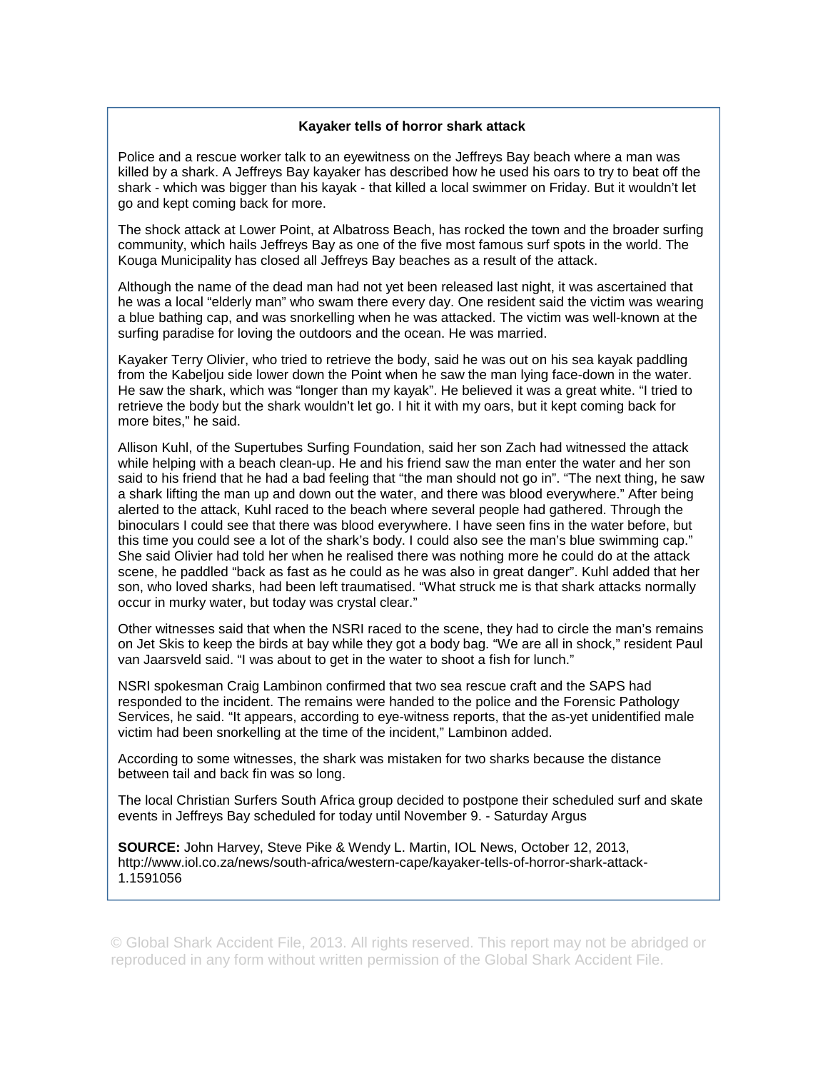**Kayaker tells of horror shark attack**

Police and a rescue worker talk to an eyewitness on the Jeffreys Bay beach where a man was killed by a shark. A Jeffreys Bay kayaker has described how he used his oars to try to beat off the shark - which was bigger than his kayak - that killed a local swimmer on Friday. But it wouldn't let go and kept coming back for more.

The shock attack at Lower Point, at Albatross Beach, has rocked the town and the broader surfing community, which hails Jeffreys Bay as one of the five most famous surf spots in the world. The Kouga Municipality has closed all Jeffreys Bay beaches as a result of the attack.

Although the name of the dead man had not yet been released last night, it was ascertained that he was a local "elderly man" who swam there every day. One resident said the victim was wearing a blue bathing cap, and was snorkelling when he was attacked. The victim was well-known at the surfing paradise for loving the outdoors and the ocean. He was married.

Kayaker Terry Olivier, who tried to retrieve the body, said he was out on his sea kayak paddling from the Kabeljou side lower down the Point when he saw the man lying face-down in the water. He saw the shark, which was "longer than my kayak". He believed it was a great white. "I tried to retrieve the body but the shark wouldn't let go. I hit it with my oars, but it kept coming back for more bites," he said.

Allison Kuhl, of the Supertubes Surfing Foundation, said her son Zach had witnessed the attack while helping with a beach clean-up. He and his friend saw the man enter the water and her son said to his friend that he had a bad feeling that "the man should not go in". "The next thing, he saw a shark lifting the man up and down out the water, and there was blood everywhere." After being alerted to the attack, Kuhl raced to the beach where several people had gathered. Through the binoculars I could see that there was blood everywhere. I have seen fins in the water before, but this time you could see a lot of the shark's body. I could also see the man's blue swimming cap." She said Olivier had told her when he realised there was nothing more he could do at the attack scene, he paddled "back as fast as he could as he was also in great danger". Kuhl added that her son, who loved sharks, had been left traumatised. "What struck me is that shark attacks normally occur in murky water, but today was crystal clear."

Other witnesses said that when the NSRI raced to the scene, they had to circle the man's remains on Jet Skis to keep the birds at bay while they got a body bag. "We are all in shock," resident Paul van Jaarsveld said. "I was about to get in the water to shoot a fish for lunch."

NSRI spokesman Craig Lambinon confirmed that two sea rescue craft and the SAPS had responded to the incident. The remains were handed to the police and the Forensic Pathology Services, he said. "It appears, according to eye-witness reports, that the as-yet unidentified male victim had been snorkelling at the time of the incident," Lambinon added.

According to some witnesses, the shark was mistaken for two sharks because the distance between tail and back fin was so long.

The local Christian Surfers South Africa group decided to postpone their scheduled surf and skate events in Jeffreys Bay scheduled for today until November 9. - Saturday Argus

**SOURCE:** John Harvey, Steve Pike & Wendy L. Martin, IOL News, October 12, 2013, http://www.iol.co.za/news/south-africa/western-cape/kayaker-tells-of-horror-shark-attack-1.1591056

© Global Shark Accident File, 2013. All rights reserved. This report may not be abridged or reproduced in any form without written permission of the Global Shark Accident File.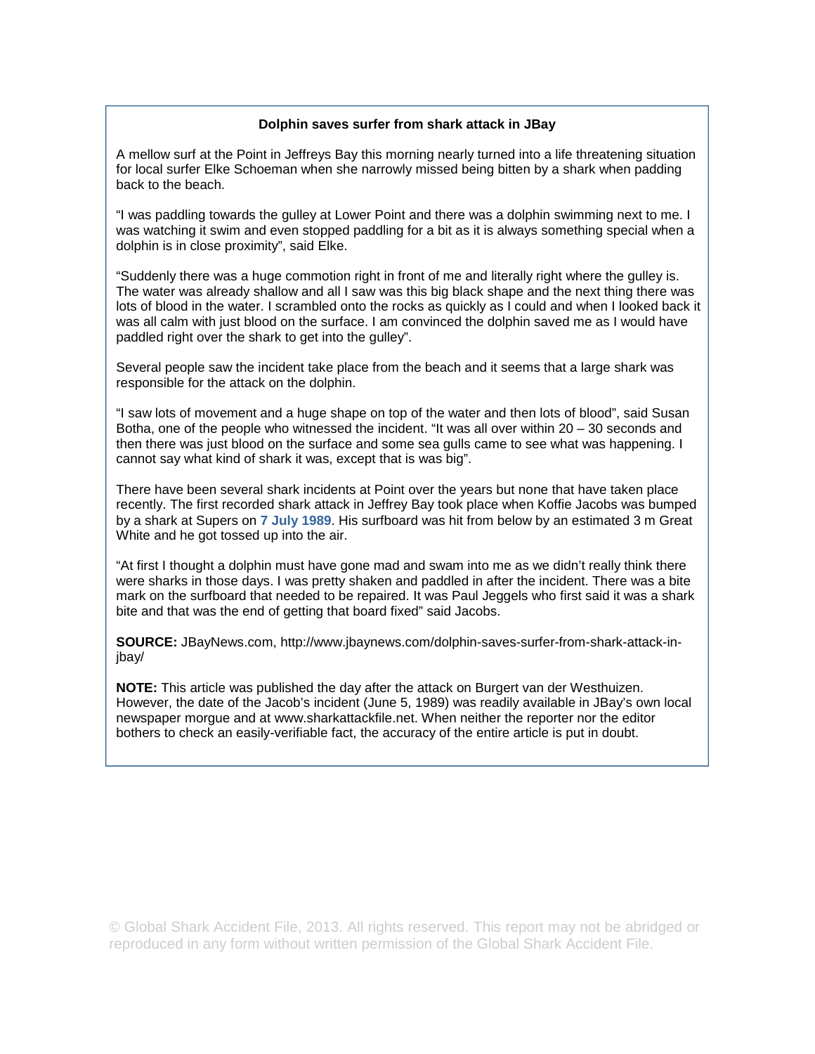**Dolphin saves surfer from shark attack in JBay**

A mellow surf at the Point in Jeffreys Bay this morning nearly turned into a life threatening situation for local surfer Elke Schoeman when she narrowly missed being bitten by a shark when padding back to the beach.

"I was paddling towards the gulley at Lower Point and there was a dolphin swimming next to me. I was watching it swim and even stopped paddling for a bit as it is always something special when a dolphin is in close proximity", said Elke.

"Suddenly there was a huge commotion right in front of me and literally right where the gulley is. The water was already shallow and all I saw was this big black shape and the next thing there was lots of blood in the water. I scrambled onto the rocks as quickly as I could and when I looked back it was all calm with just blood on the surface. I am convinced the dolphin saved me as I would have paddled right over the shark to get into the gulley".

Several people saw the incident take place from the beach and it seems that a large shark was responsible for the attack on the dolphin.

"I saw lots of movement and a huge shape on top of the water and then lots of blood", said Susan Botha, one of the people who witnessed the incident. "It was all over within 20 – 30 seconds and then there was just blood on the surface and some sea gulls came to see what was happening. I cannot say what kind of shark it was, except that is was big".

There have been several shark incidents at Point over the years but none that have taken place recently. The first recorded shark attack in Jeffrey Bay took place when Koffie Jacobs was bumped by a shark at Supers on **7 July 1989**. His surfboard was hit from below by an estimated 3 m Great White and he got tossed up into the air.

"At first I thought a dolphin must have gone mad and swam into me as we didn't really think there were sharks in those days. I was pretty shaken and paddled in after the incident. There was a bite mark on the surfboard that needed to be repaired. It was Paul Jeggels who first said it was a shark bite and that was the end of getting that board fixed" said Jacobs.

**SOURCE:** JBayNews.com, http://www.jbaynews.com/dolphin-saves-surfer-from-shark-attack-in-jbay/

**NOTE:** This article was published the day after the attack on Burgert van der Westhuizen. However, the date of the Jacob's incident (June 5, 1989) was readily available in JBay's own local newspaper morgue and at www.sharkattackfile.net. When neither the reporter nor the editor bothers to check an easily-verifiable fact, the accuracy of the entire article is put in doubt.

© Global Shark Accident File, 2013. All rights reserved. This report may not be abridged or reproduced in any form without written permission of the Global Shark Accident File.